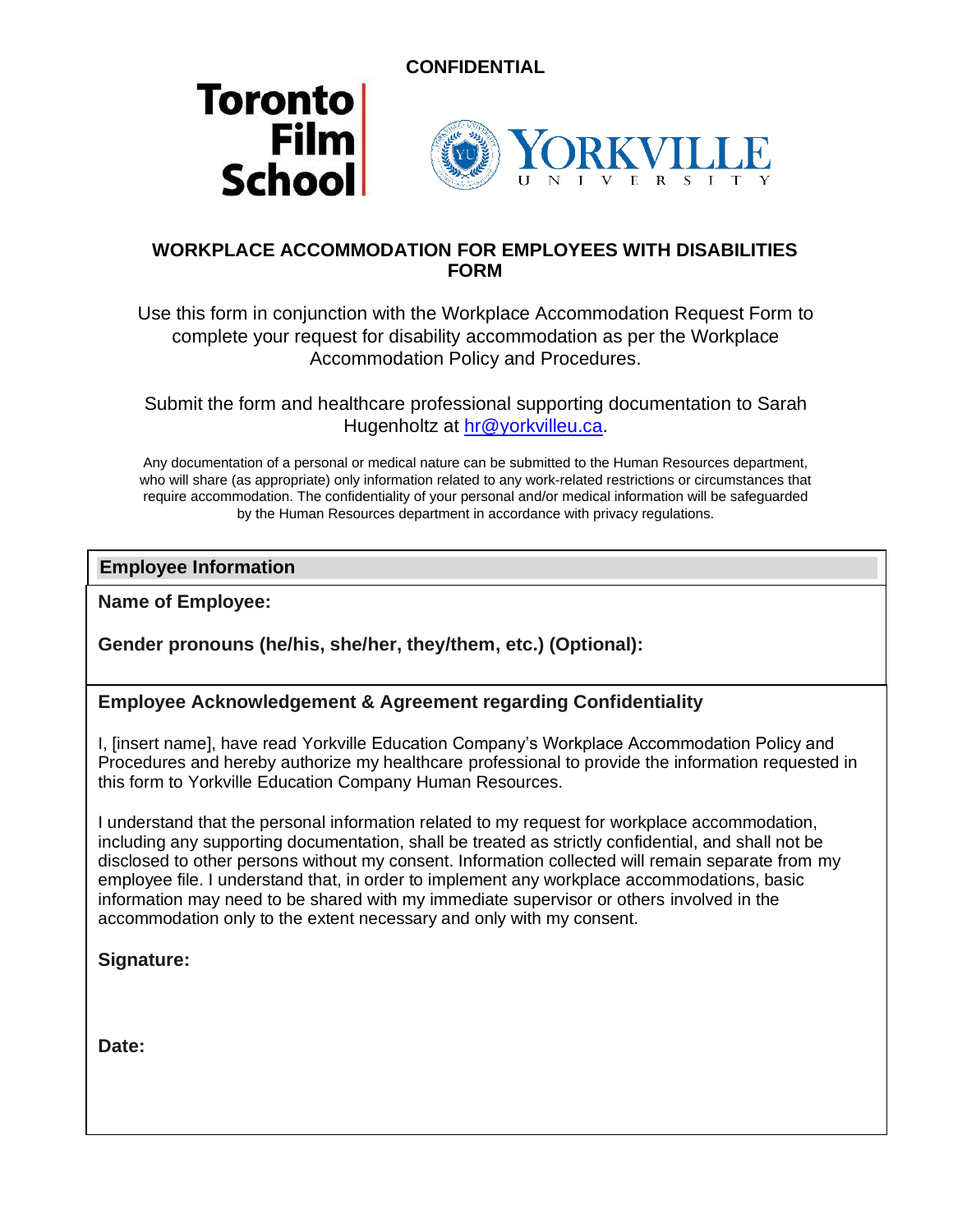**CONFIDENTIAL**

Toronto Film School | Yorkville University

# WORKPLACE ACCOMMODATION FOR EMPLOYEES WITH DISABILITIES FORM

Use this form in conjunction with the Workplace Accommodation Request Form to complete your request for disability accommodation as per the Workplace Accommodation Policy and Procedures.

Submit the form and healthcare professional supporting documentation to Sarah Hugenholtz at hr@yorkvilleu.ca.

Any documentation of a personal or medical nature can be submitted to the Human Resources department, who will share (as appropriate) only information related to any work-related restrictions or circumstances that require accommodation. The confidentiality of your personal and/or medical information will be safeguarded by the Human Resources department in accordance with privacy regulations.

## Employee Information

**Name of Employee:**

**Gender pronouns (he/his, she/her, they/them, etc.) (Optional):**

## Employee Acknowledgement & Agreement regarding Confidentiality

I, [insert name], have read Yorkville Education Company's Workplace Accommodation Policy and Procedures and hereby authorize my healthcare professional to provide the information requested in this form to Yorkville Education Company Human Resources.

I understand that the personal information related to my request for workplace accommodation, including any supporting documentation, shall be treated as strictly confidential, and shall not be disclosed to other persons without my consent. Information collected will remain separate from my employee file. I understand that, in order to implement any workplace accommodations, basic information may need to be shared with my immediate supervisor or others involved in the accommodation only to the extent necessary and only with my consent.

**Signature:**

**Date:**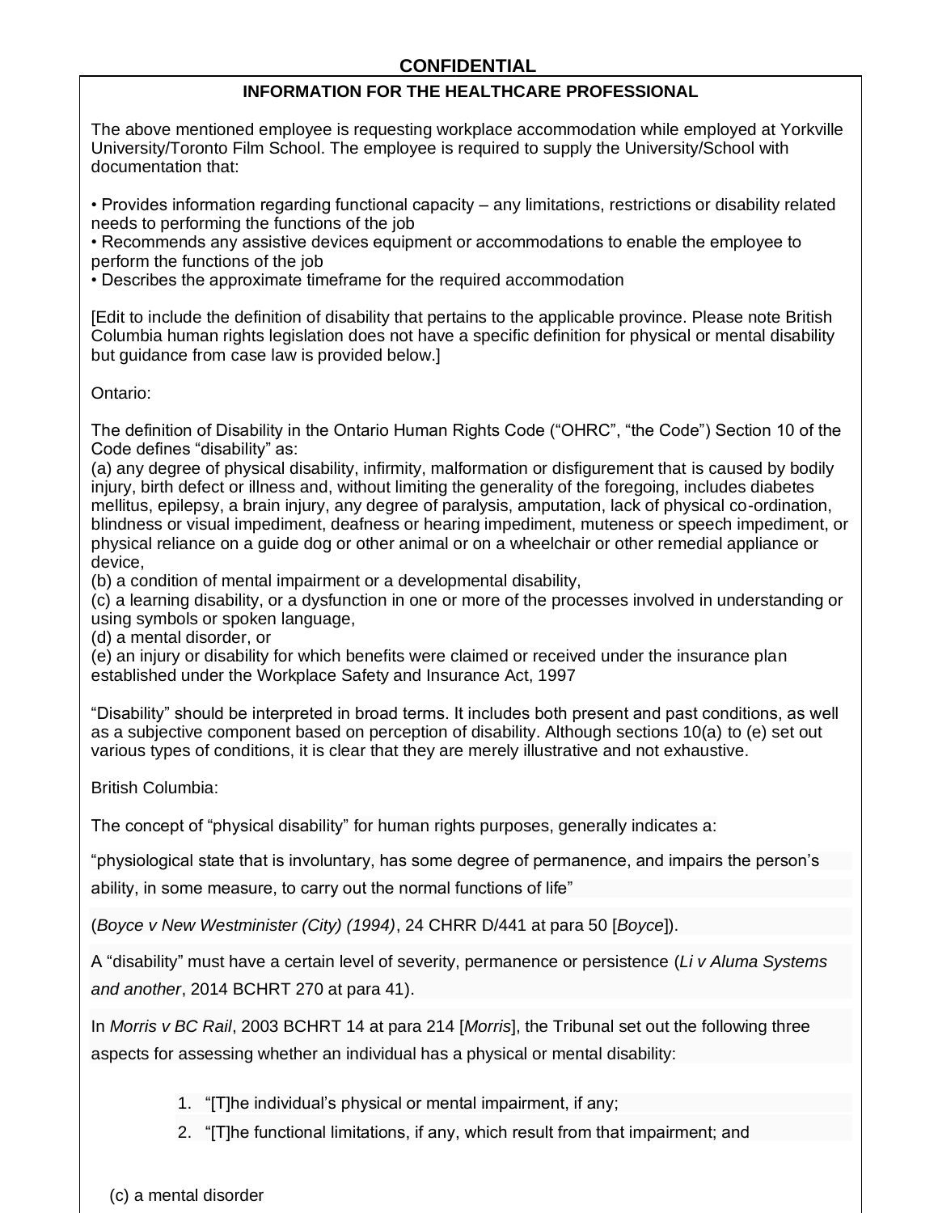**CONFIDENTIAL**

**INFORMATION FOR THE HEALTHCARE PROFESSIONAL**

The above mentioned employee is requesting workplace accommodation while employed at Yorkville University/Toronto Film School. The employee is required to supply the University/School with documentation that:

• Provides information regarding functional capacity – any limitations, restrictions or disability related needs to performing the functions of the job
• Recommends any assistive devices equipment or accommodations to enable the employee to perform the functions of the job
• Describes the approximate timeframe for the required accommodation

[Edit to include the definition of disability that pertains to the applicable province. Please note British Columbia human rights legislation does not have a specific definition for physical or mental disability but guidance from case law is provided below.]

Ontario:

The definition of Disability in the Ontario Human Rights Code ("OHRC", "the Code") Section 10 of the Code defines "disability" as:
(a) any degree of physical disability, infirmity, malformation or disfigurement that is caused by bodily injury, birth defect or illness and, without limiting the generality of the foregoing, includes diabetes mellitus, epilepsy, a brain injury, any degree of paralysis, amputation, lack of physical co-ordination, blindness or visual impediment, deafness or hearing impediment, muteness or speech impediment, or physical reliance on a guide dog or other animal or on a wheelchair or other remedial appliance or device,
(b) a condition of mental impairment or a developmental disability,
(c) a learning disability, or a dysfunction in one or more of the processes involved in understanding or using symbols or spoken language,
(d) a mental disorder, or
(e) an injury or disability for which benefits were claimed or received under the insurance plan established under the Workplace Safety and Insurance Act, 1997

"Disability" should be interpreted in broad terms. It includes both present and past conditions, as well as a subjective component based on perception of disability. Although sections 10(a) to (e) set out various types of conditions, it is clear that they are merely illustrative and not exhaustive.

British Columbia:

The concept of "physical disability" for human rights purposes, generally indicates a:

"physiological state that is involuntary, has some degree of permanence, and impairs the person's ability, in some measure, to carry out the normal functions of life"

(*Boyce v New Westminister (City) (1994)*, 24 CHRR D/441 at para 50 [*Boyce*]).

A "disability" must have a certain level of severity, permanence or persistence (*Li v Aluma Systems and another*, 2014 BCHRT 270 at para 41).

In *Morris v BC Rail*, 2003 BCHRT 14 at para 214 [*Morris*], the Tribunal set out the following three aspects for assessing whether an individual has a physical or mental disability:

1. "[T]he individual's physical or mental impairment, if any;
2. "[T]he functional limitations, if any, which result from that impairment; and

(c) a mental disorder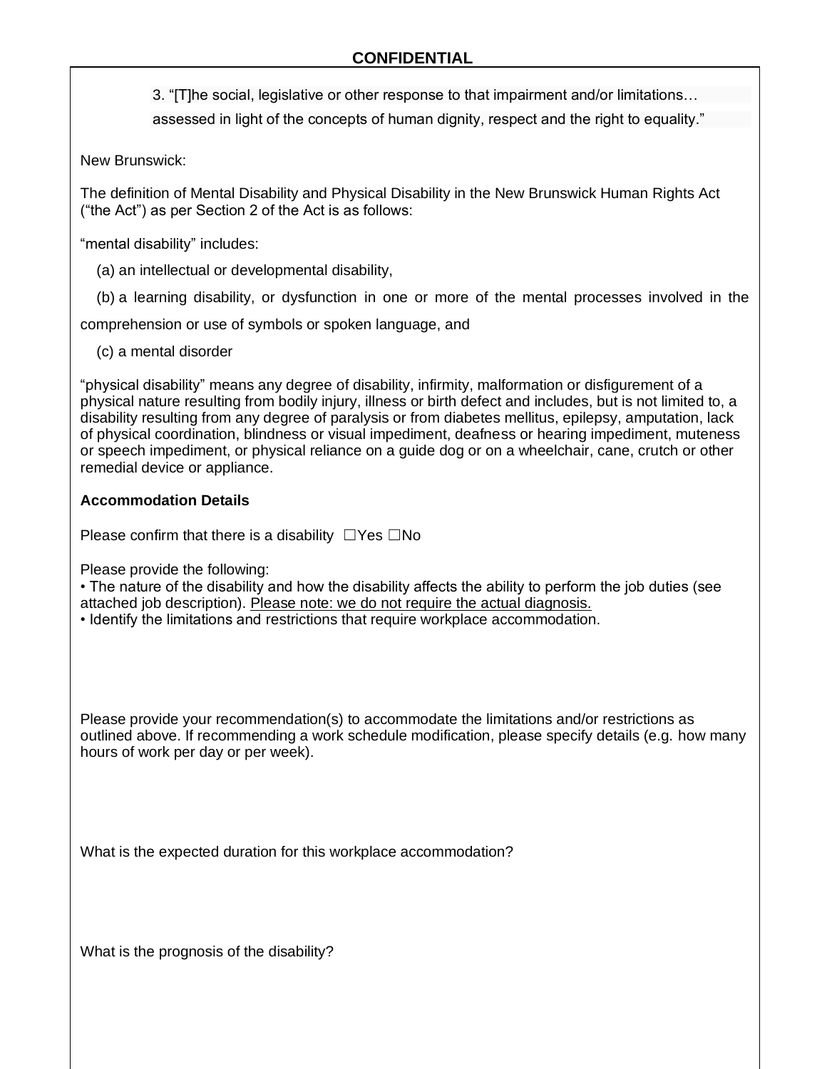**CONFIDENTIAL**

3. "[T]he social, legislative or other response to that impairment and/or limitations… assessed in light of the concepts of human dignity, respect and the right to equality."

New Brunswick:

The definition of Mental Disability and Physical Disability in the New Brunswick Human Rights Act ("the Act") as per Section 2 of the Act is as follows:

"mental disability" includes:

(a) an intellectual or developmental disability,

(b) a learning disability, or dysfunction in one or more of the mental processes involved in the comprehension or use of symbols or spoken language, and

(c) a mental disorder

"physical disability" means any degree of disability, infirmity, malformation or disfigurement of a physical nature resulting from bodily injury, illness or birth defect and includes, but is not limited to, a disability resulting from any degree of paralysis or from diabetes mellitus, epilepsy, amputation, lack of physical coordination, blindness or visual impediment, deafness or hearing impediment, muteness or speech impediment, or physical reliance on a guide dog or on a wheelchair, cane, crutch or other remedial device or appliance.

**Accommodation Details**

Please confirm that there is a disability ☐Yes ☐No

Please provide the following:

- The nature of the disability and how the disability affects the ability to perform the job duties (see attached job description). <u>Please note: we do not require the actual diagnosis.</u>
- Identify the limitations and restrictions that require workplace accommodation.

Please provide your recommendation(s) to accommodate the limitations and/or restrictions as outlined above. If recommending a work schedule modification, please specify details (e.g. how many hours of work per day or per week).

What is the expected duration for this workplace accommodation?

What is the prognosis of the disability?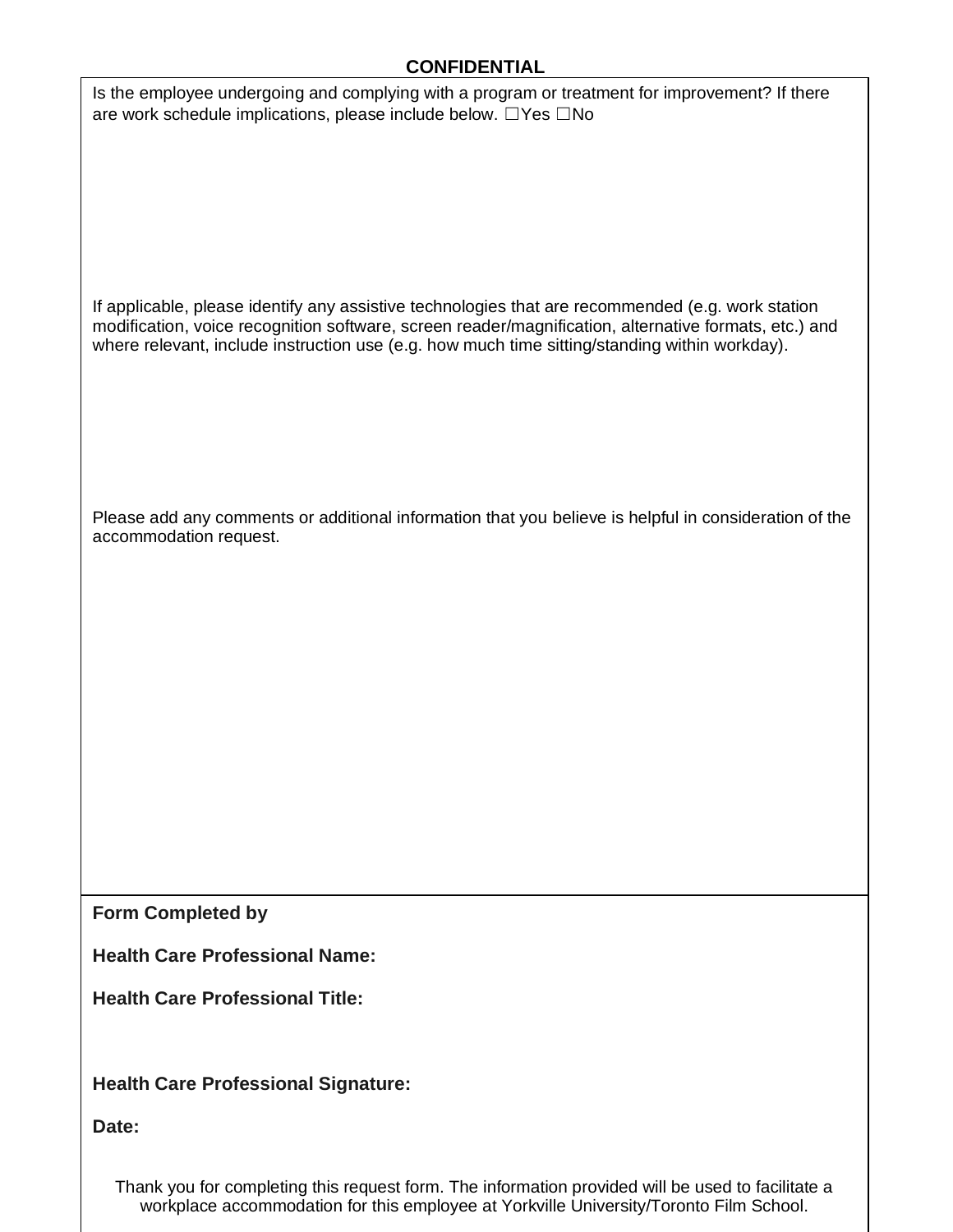**CONFIDENTIAL**

Is the employee undergoing and complying with a program or treatment for improvement? If there are work schedule implications, please include below. ☐Yes ☐No

If applicable, please identify any assistive technologies that are recommended (e.g. work station modification, voice recognition software, screen reader/magnification, alternative formats, etc.) and where relevant, include instruction use (e.g. how much time sitting/standing within workday).

Please add any comments or additional information that you believe is helpful in consideration of the accommodation request.

**Form Completed by**

**Health Care Professional Name:**

**Health Care Professional Title:**

**Health Care Professional Signature:**

**Date:**

Thank you for completing this request form. The information provided will be used to facilitate a workplace accommodation for this employee at Yorkville University/Toronto Film School.